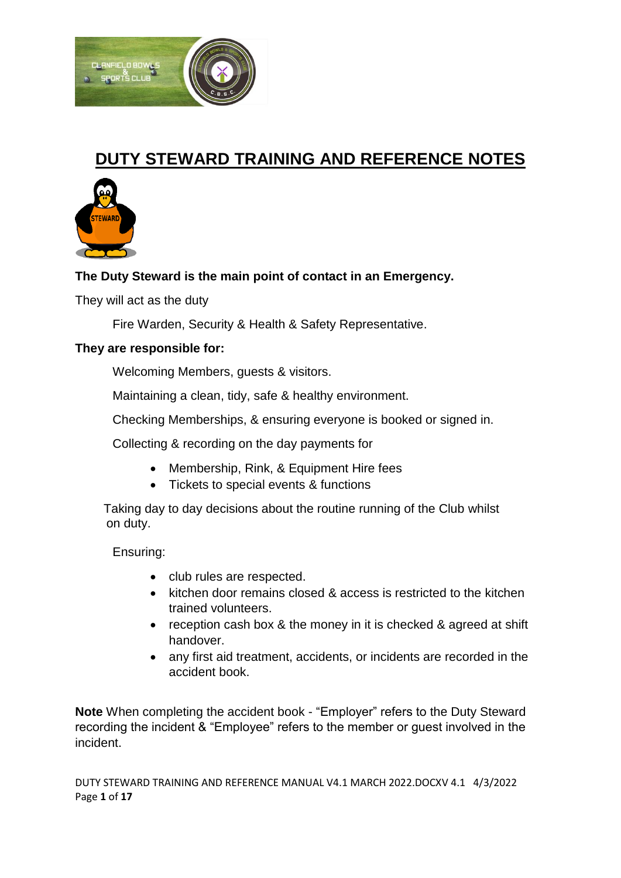# DUTY STEWARD TRAINING AND REFERENCE NOTES

**The Duty Steward is the main point of contact in an Emergency.**

They will act as the duty

Fire Warden, Security & Health & Safety Representative.

**They are responsible for:**

Welcoming Members, guests & visitors.

Maintaining a clean, tidy, safe & healthy environment.

Checking Memberships, & ensuring everyone is booked or signed in.

Collecting & recording on the day payments for

- Membership, Rink, & Equipment Hire fees
- Tickets to special events & functions

Taking day to day decisions about the routine running of the Club whilst on duty.

Ensuring:

- club rules are respected.
- kitchen door remains closed & access is restricted to the kitchen trained volunteers.
- reception cash box & the money in it is checked & agreed at shift handover.
- any first aid treatment, accidents, or incidents are recorded in the accident book.

**Note** When completing the accident book - "Employer" refers to the Duty Steward recording the incident & "Employee" refers to the member or guest involved in the incident.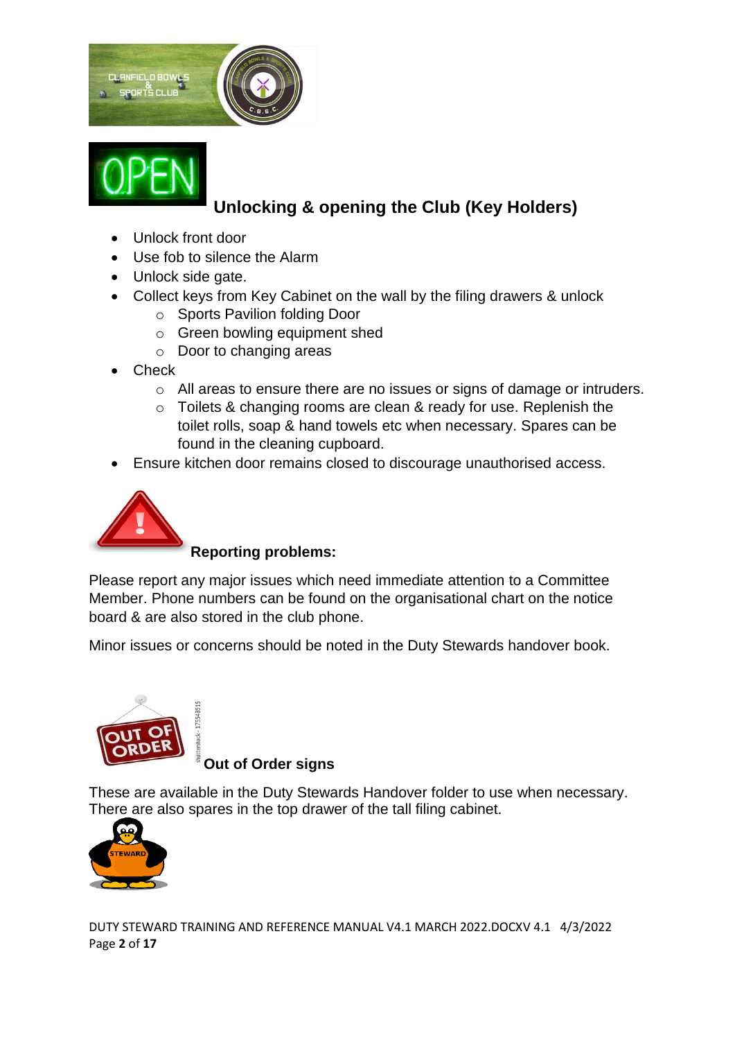## Unlocking & opening the Club (Key Holders)

- Unlock front door
- Use fob to silence the Alarm
- Unlock side gate.
- Collect keys from Key Cabinet on the wall by the filing drawers & unlock
  - Sports Pavilion folding Door
  - Green bowling equipment shed
  - Door to changing areas
- Check
  - All areas to ensure there are no issues or signs of damage or intruders.
  - Toilets & changing rooms are clean & ready for use. Replenish the toilet rolls, soap & hand towels etc when necessary. Spares can be found in the cleaning cupboard.
- Ensure kitchen door remains closed to discourage unauthorised access.

**Reporting problems:**

Please report any major issues which need immediate attention to a Committee Member. Phone numbers can be found on the organisational chart on the notice board & are also stored in the club phone.

Minor issues or concerns should be noted in the Duty Stewards handover book.

**Out of Order signs**

These are available in the Duty Stewards Handover folder to use when necessary. There are also spares in the top drawer of the tall filing cabinet.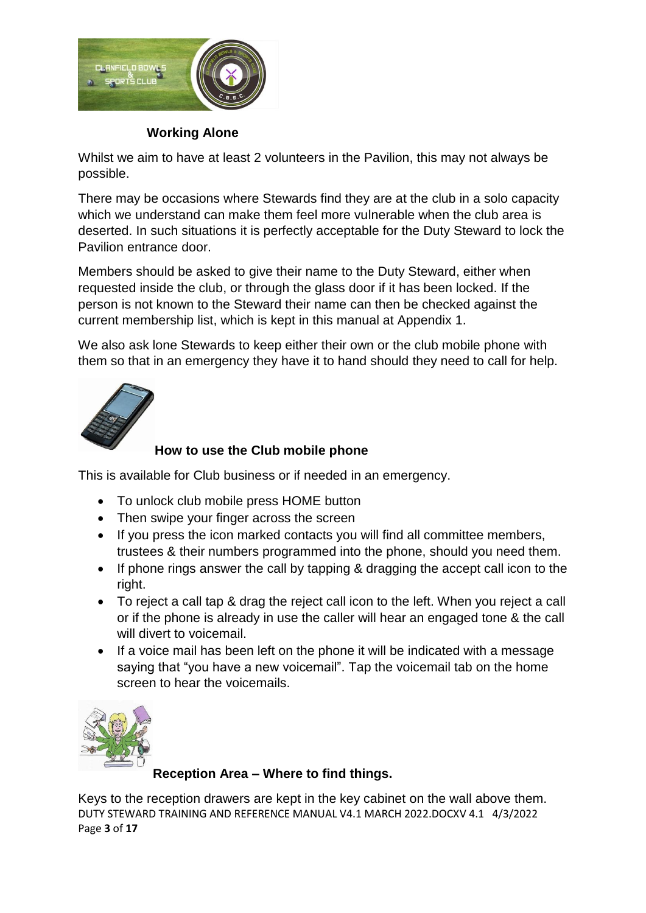## Working Alone

Whilst we aim to have at least 2 volunteers in the Pavilion, this may not always be possible.

There may be occasions where Stewards find they are at the club in a solo capacity which we understand can make them feel more vulnerable when the club area is deserted. In such situations it is perfectly acceptable for the Duty Steward to lock the Pavilion entrance door.

Members should be asked to give their name to the Duty Steward, either when requested inside the club, or through the glass door if it has been locked. If the person is not known to the Steward their name can then be checked against the current membership list, which is kept in this manual at Appendix 1.

We also ask lone Stewards to keep either their own or the club mobile phone with them so that in an emergency they have it to hand should they need to call for help.

## How to use the Club mobile phone

This is available for Club business or if needed in an emergency.

- To unlock club mobile press HOME button
- Then swipe your finger across the screen
- If you press the icon marked contacts you will find all committee members, trustees & their numbers programmed into the phone, should you need them.
- If phone rings answer the call by tapping & dragging the accept call icon to the right.
- To reject a call tap & drag the reject call icon to the left. When you reject a call or if the phone is already in use the caller will hear an engaged tone & the call will divert to voicemail.
- If a voice mail has been left on the phone it will be indicated with a message saying that "you have a new voicemail". Tap the voicemail tab on the home screen to hear the voicemails.

## Reception Area – Where to find things.

Keys to the reception drawers are kept in the key cabinet on the wall above them.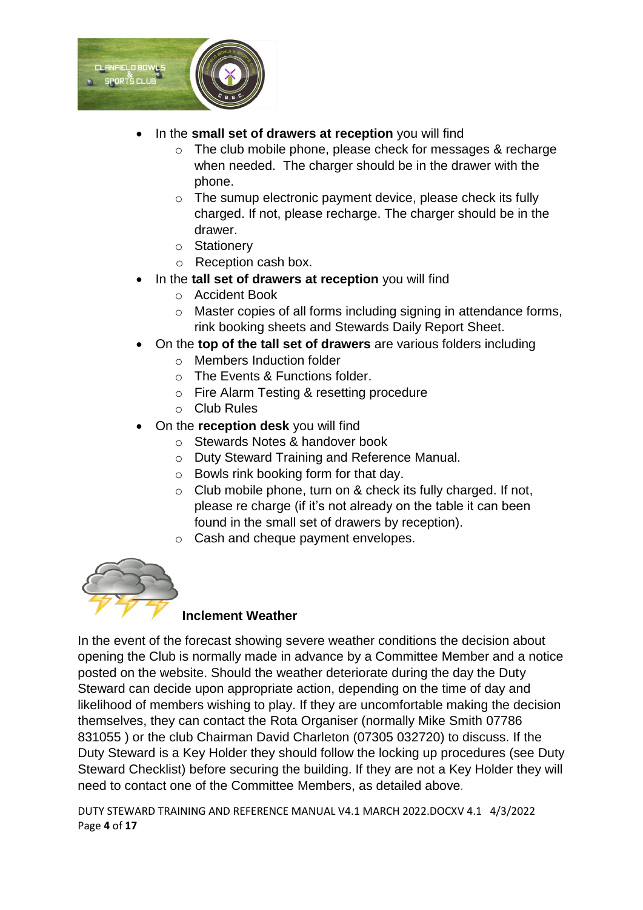- In the **small set of drawers at reception** you will find
  - The club mobile phone, please check for messages & recharge when needed. The charger should be in the drawer with the phone.
  - The sumup electronic payment device, please check its fully charged. If not, please recharge. The charger should be in the drawer.
  - Stationery
  - Reception cash box.
- In the **tall set of drawers at reception** you will find
  - Accident Book
  - Master copies of all forms including signing in attendance forms, rink booking sheets and Stewards Daily Report Sheet.
- On the **top of the tall set of drawers** are various folders including
  - Members Induction folder
  - The Events & Functions folder.
  - Fire Alarm Testing & resetting procedure
  - Club Rules
- On the **reception desk** you will find
  - Stewards Notes & handover book
  - Duty Steward Training and Reference Manual.
  - Bowls rink booking form for that day.
  - Club mobile phone, turn on & check its fully charged. If not, please re charge (if it's not already on the table it can been found in the small set of drawers by reception).
  - Cash and cheque payment envelopes.

**Inclement Weather**

In the event of the forecast showing severe weather conditions the decision about opening the Club is normally made in advance by a Committee Member and a notice posted on the website. Should the weather deteriorate during the day the Duty Steward can decide upon appropriate action, depending on the time of day and likelihood of members wishing to play. If they are uncomfortable making the decision themselves, they can contact the Rota Organiser (normally Mike Smith 07786 831055 ) or the club Chairman David Charleton (07305 032720) to discuss. If the Duty Steward is a Key Holder they should follow the locking up procedures (see Duty Steward Checklist) before securing the building. If they are not a Key Holder they will need to contact one of the Committee Members, as detailed above.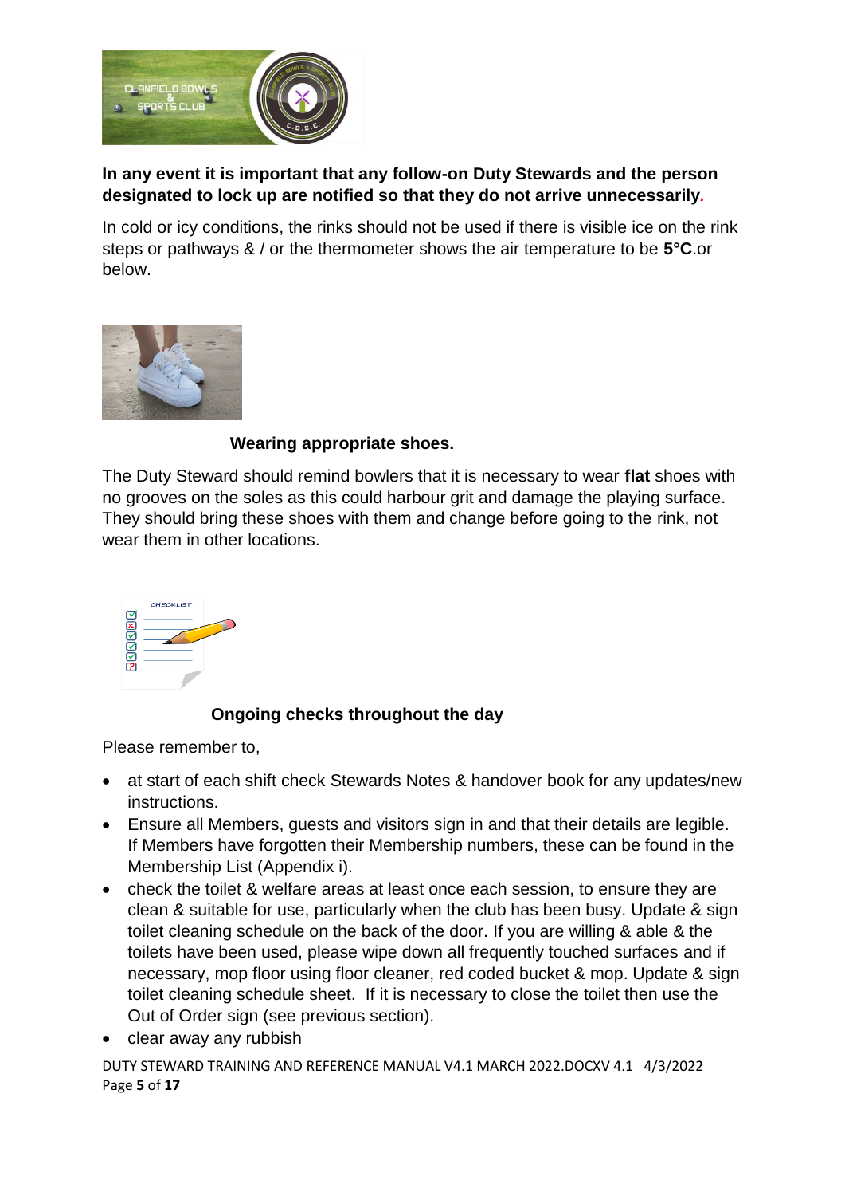**In any event it is important that any follow-on Duty Stewards and the person designated to lock up are notified so that they do not arrive unnecessarily.**

In cold or icy conditions, the rinks should not be used if there is visible ice on the rink steps or pathways & / or the thermometer shows the air temperature to be **5°C**.or below.

**Wearing appropriate shoes.**

The Duty Steward should remind bowlers that it is necessary to wear **flat** shoes with no grooves on the soles as this could harbour grit and damage the playing surface. They should bring these shoes with them and change before going to the rink, not wear them in other locations.

**Ongoing checks throughout the day**

Please remember to,

- at start of each shift check Stewards Notes & handover book for any updates/new instructions.
- Ensure all Members, guests and visitors sign in and that their details are legible. If Members have forgotten their Membership numbers, these can be found in the Membership List (Appendix i).
- check the toilet & welfare areas at least once each session, to ensure they are clean & suitable for use, particularly when the club has been busy. Update & sign toilet cleaning schedule on the back of the door. If you are willing & able & the toilets have been used, please wipe down all frequently touched surfaces and if necessary, mop floor using floor cleaner, red coded bucket & mop. Update & sign toilet cleaning schedule sheet. If it is necessary to close the toilet then use the Out of Order sign (see previous section).
- clear away any rubbish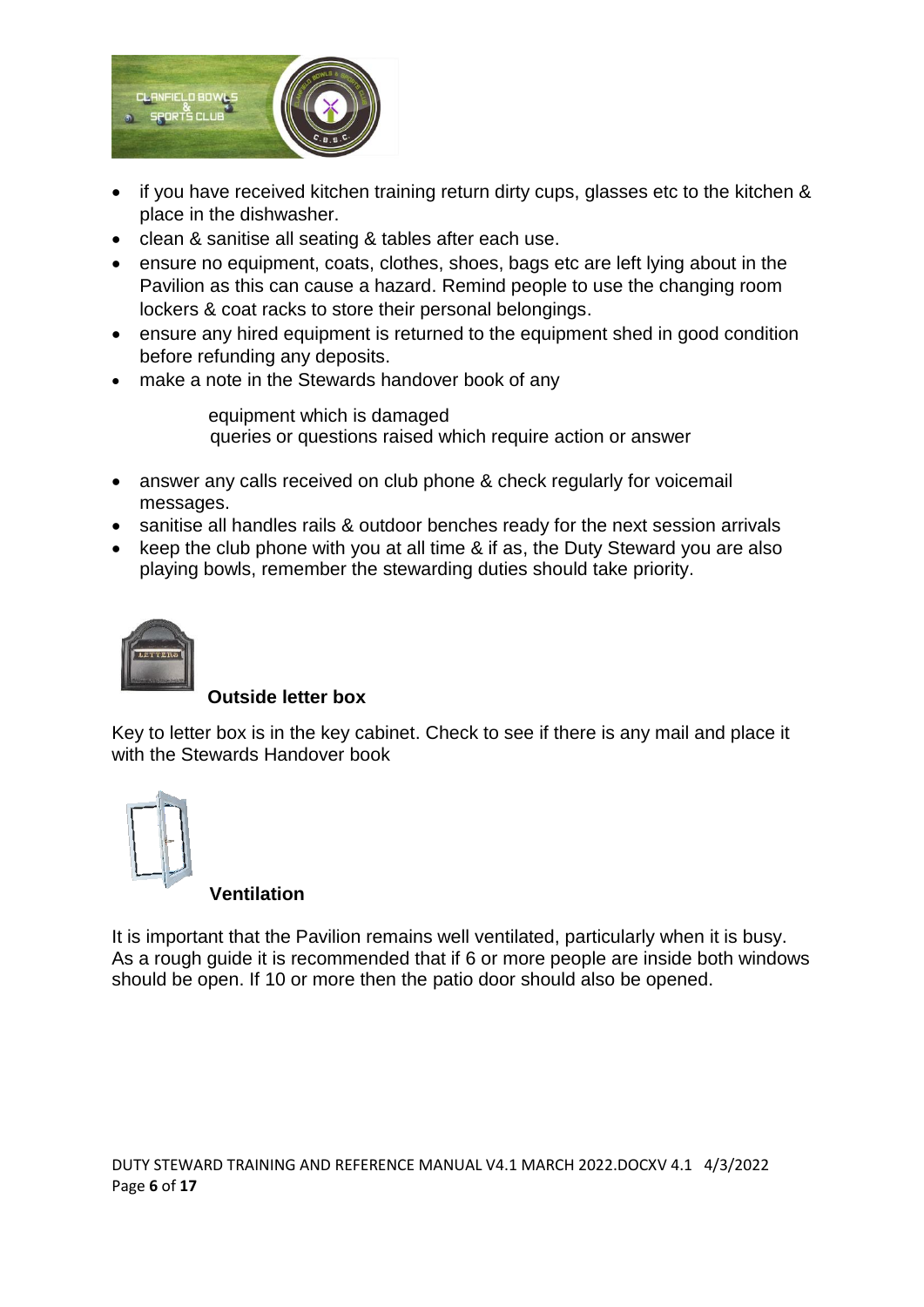- if you have received kitchen training return dirty cups, glasses etc to the kitchen & place in the dishwasher.
- clean & sanitise all seating & tables after each use.
- ensure no equipment, coats, clothes, shoes, bags etc are left lying about in the Pavilion as this can cause a hazard. Remind people to use the changing room lockers & coat racks to store their personal belongings.
- ensure any hired equipment is returned to the equipment shed in good condition before refunding any deposits.
- make a note in the Stewards handover book of any

  equipment which is damaged
  queries or questions raised which require action or answer

- answer any calls received on club phone & check regularly for voicemail messages.
- sanitise all handles rails & outdoor benches ready for the next session arrivals
- keep the club phone with you at all time & if as, the Duty Steward you are also playing bowls, remember the stewarding duties should take priority.

**Outside letter box**

Key to letter box is in the key cabinet. Check to see if there is any mail and place it with the Stewards Handover book

**Ventilation**

It is important that the Pavilion remains well ventilated, particularly when it is busy. As a rough guide it is recommended that if 6 or more people are inside both windows should be open. If 10 or more then the patio door should also be opened.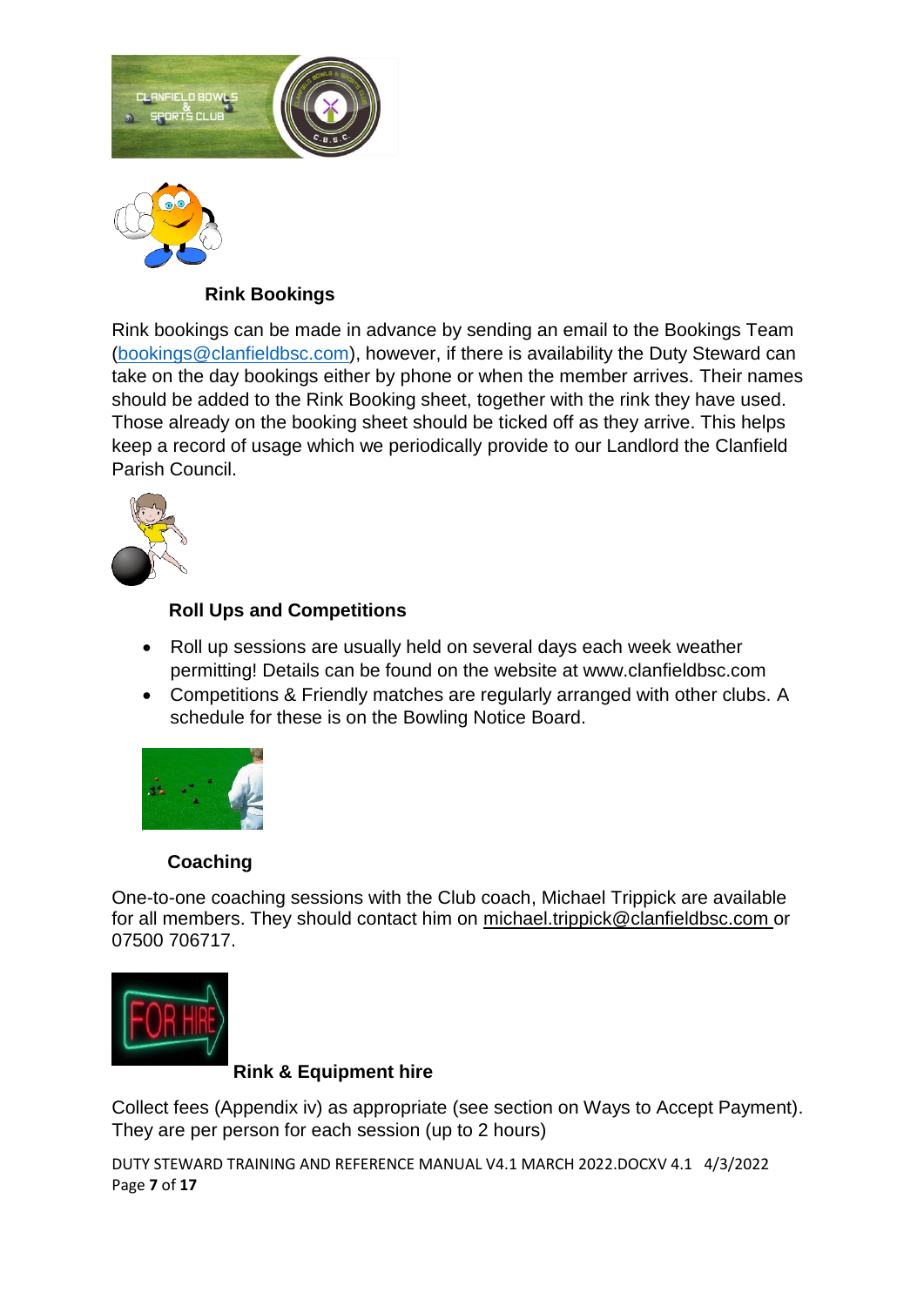## Rink Bookings

Rink bookings can be made in advance by sending an email to the Bookings Team (bookings@clanfieldbsc.com), however, if there is availability the Duty Steward can take on the day bookings either by phone or when the member arrives. Their names should be added to the Rink Booking sheet, together with the rink they have used. Those already on the booking sheet should be ticked off as they arrive. This helps keep a record of usage which we periodically provide to our Landlord the Clanfield Parish Council.

## Roll Ups and Competitions

- Roll up sessions are usually held on several days each week weather permitting! Details can be found on the website at www.clanfieldbsc.com
- Competitions & Friendly matches are regularly arranged with other clubs. A schedule for these is on the Bowling Notice Board.

## Coaching

One-to-one coaching sessions with the Club coach, Michael Trippick are available for all members. They should contact him on michael.trippick@clanfieldbsc.com or 07500 706717.

## Rink & Equipment hire

Collect fees (Appendix iv) as appropriate (see section on Ways to Accept Payment). They are per person for each session (up to 2 hours)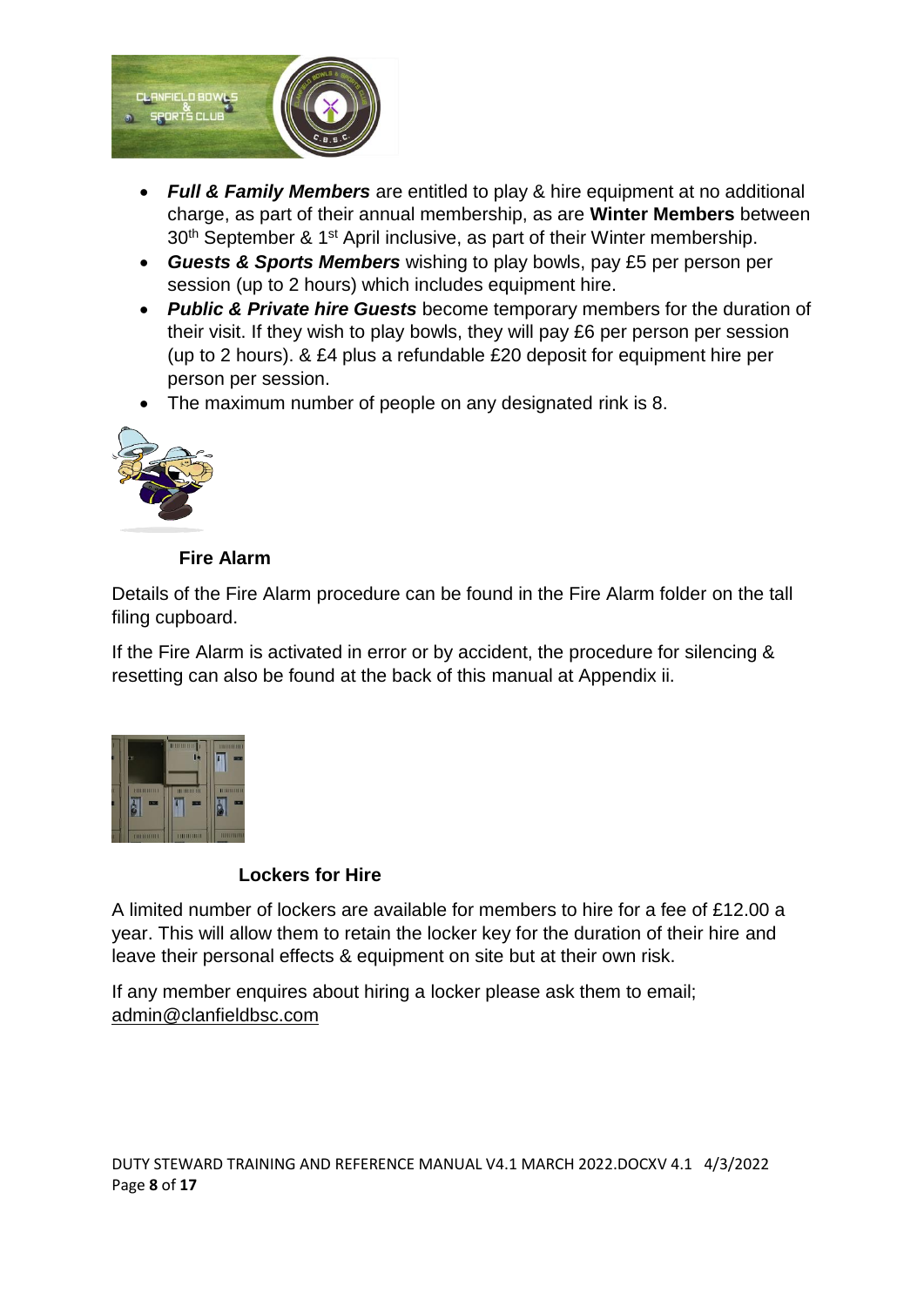- ***Full & Family Members*** are entitled to play & hire equipment at no additional charge, as part of their annual membership, as are **Winter Members** between 30th September & 1st April inclusive, as part of their Winter membership.
- ***Guests & Sports Members*** wishing to play bowls, pay £5 per person per session (up to 2 hours) which includes equipment hire.
- ***Public & Private hire Guests*** become temporary members for the duration of their visit. If they wish to play bowls, they will pay £6 per person per session (up to 2 hours). & £4 plus a refundable £20 deposit for equipment hire per person per session.
- The maximum number of people on any designated rink is 8.

### Fire Alarm

Details of the Fire Alarm procedure can be found in the Fire Alarm folder on the tall filing cupboard.

If the Fire Alarm is activated in error or by accident, the procedure for silencing & resetting can also be found at the back of this manual at Appendix ii.

### Lockers for Hire

A limited number of lockers are available for members to hire for a fee of £12.00 a year. This will allow them to retain the locker key for the duration of their hire and leave their personal effects & equipment on site but at their own risk.

If any member enquires about hiring a locker please ask them to email; admin@clanfieldbsc.com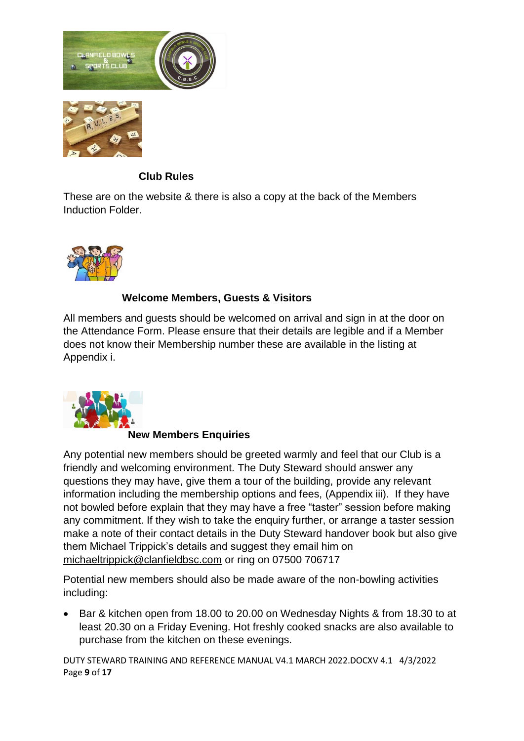### Club Rules

These are on the website & there is also a copy at the back of the Members Induction Folder.

### Welcome Members, Guests & Visitors

All members and guests should be welcomed on arrival and sign in at the door on the Attendance Form. Please ensure that their details are legible and if a Member does not know their Membership number these are available in the listing at Appendix i.

### New Members Enquiries

Any potential new members should be greeted warmly and feel that our Club is a friendly and welcoming environment. The Duty Steward should answer any questions they may have, give them a tour of the building, provide any relevant information including the membership options and fees, (Appendix iii). If they have not bowled before explain that they may have a free "taster" session before making any commitment. If they wish to take the enquiry further, or arrange a taster session make a note of their contact details in the Duty Steward handover book but also give them Michael Trippick's details and suggest they email him on michaeltrippick@clanfieldbsc.com or ring on 07500 706717

Potential new members should also be made aware of the non-bowling activities including:

- Bar & kitchen open from 18.00 to 20.00 on Wednesday Nights & from 18.30 to at least 20.30 on a Friday Evening. Hot freshly cooked snacks are also available to purchase from the kitchen on these evenings.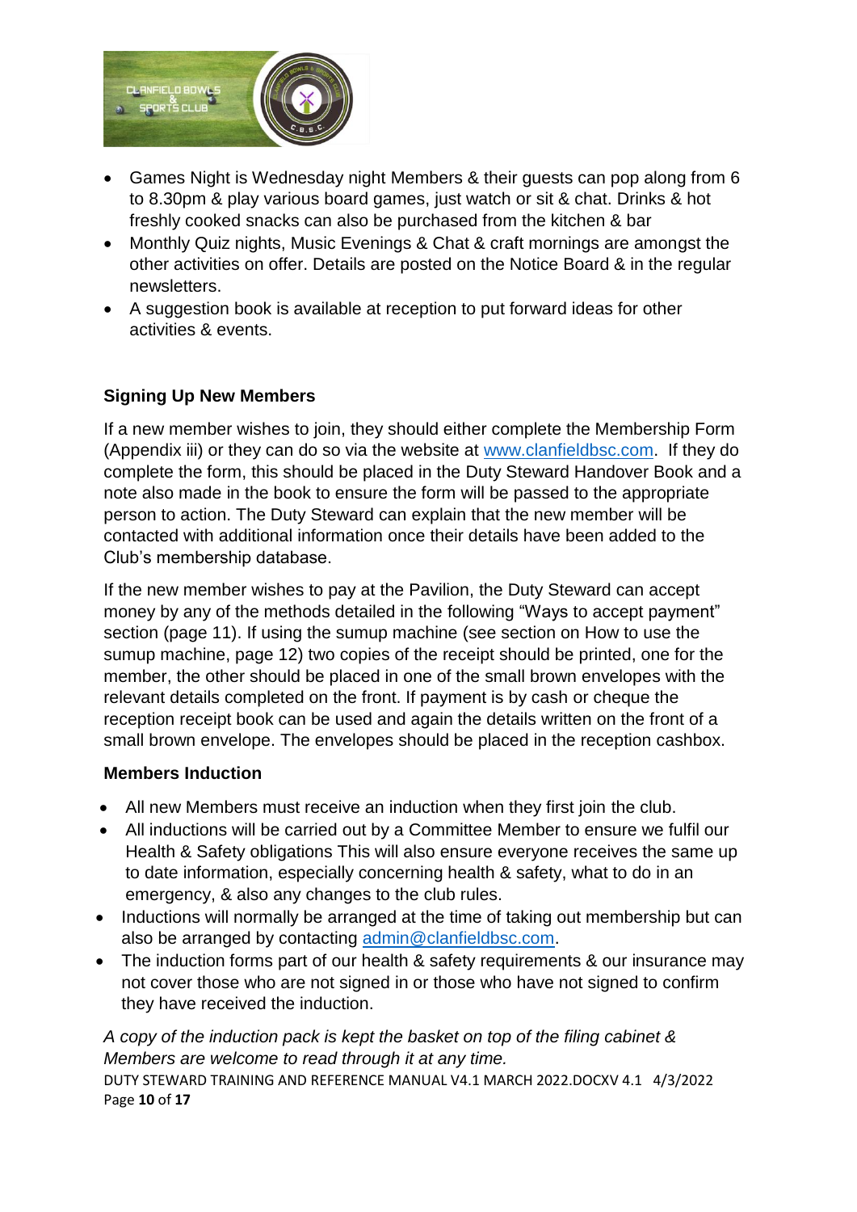- Games Night is Wednesday night Members & their guests can pop along from 6 to 8.30pm & play various board games, just watch or sit & chat. Drinks & hot freshly cooked snacks can also be purchased from the kitchen & bar
- Monthly Quiz nights, Music Evenings & Chat & craft mornings are amongst the other activities on offer. Details are posted on the Notice Board & in the regular newsletters.
- A suggestion book is available at reception to put forward ideas for other activities & events.

### Signing Up New Members

If a new member wishes to join, they should either complete the Membership Form (Appendix iii) or they can do so via the website at www.clanfieldbsc.com. If they do complete the form, this should be placed in the Duty Steward Handover Book and a note also made in the book to ensure the form will be passed to the appropriate person to action. The Duty Steward can explain that the new member will be contacted with additional information once their details have been added to the Club's membership database.

If the new member wishes to pay at the Pavilion, the Duty Steward can accept money by any of the methods detailed in the following "Ways to accept payment" section (page 11). If using the sumup machine (see section on How to use the sumup machine, page 12) two copies of the receipt should be printed, one for the member, the other should be placed in one of the small brown envelopes with the relevant details completed on the front. If payment is by cash or cheque the reception receipt book can be used and again the details written on the front of a small brown envelope. The envelopes should be placed in the reception cashbox.

### Members Induction

- All new Members must receive an induction when they first join the club.
- All inductions will be carried out by a Committee Member to ensure we fulfil our Health & Safety obligations This will also ensure everyone receives the same up to date information, especially concerning health & safety, what to do in an emergency, & also any changes to the club rules.
- Inductions will normally be arranged at the time of taking out membership but can also be arranged by contacting admin@clanfieldbsc.com.
- The induction forms part of our health & safety requirements & our insurance may not cover those who are not signed in or those who have not signed to confirm they have received the induction.

*A copy of the induction pack is kept the basket on top of the filing cabinet & Members are welcome to read through it at any time.*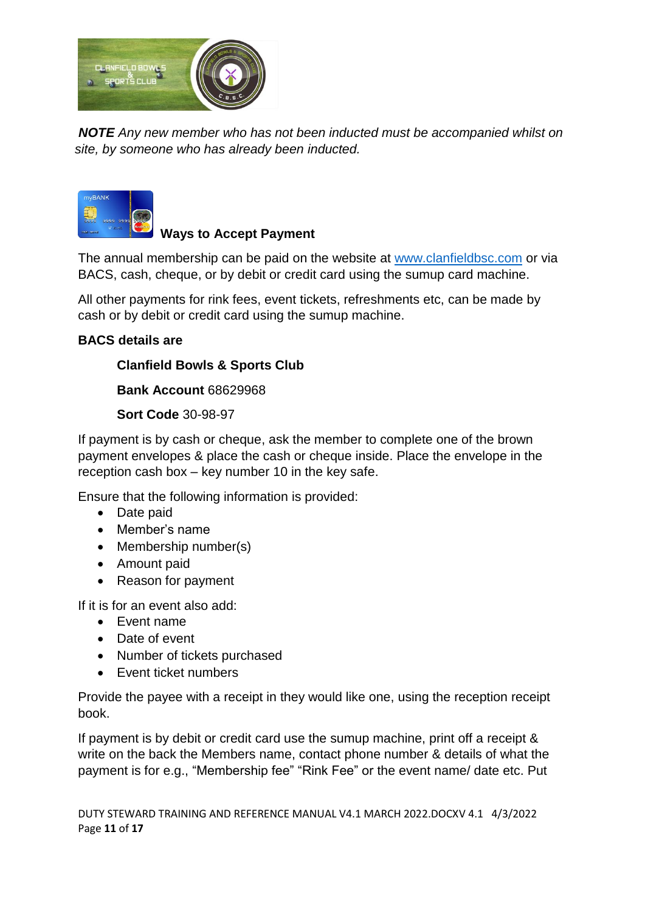***NOTE** Any new member who has not been inducted must be accompanied whilst on site, by someone who has already been inducted.*

## Ways to Accept Payment

The annual membership can be paid on the website at www.clanfieldbsc.com or via BACS, cash, cheque, or by debit or credit card using the sumup card machine.

All other payments for rink fees, event tickets, refreshments etc, can be made by cash or by debit or credit card using the sumup machine.

**BACS details are**

**Clanfield Bowls & Sports Club**

**Bank Account** 68629968

**Sort Code** 30-98-97

If payment is by cash or cheque, ask the member to complete one of the brown payment envelopes & place the cash or cheque inside. Place the envelope in the reception cash box – key number 10 in the key safe.

Ensure that the following information is provided:

- Date paid
- Member's name
- Membership number(s)
- Amount paid
- Reason for payment

If it is for an event also add:

- Event name
- Date of event
- Number of tickets purchased
- Event ticket numbers

Provide the payee with a receipt in they would like one, using the reception receipt book.

If payment is by debit or credit card use the sumup machine, print off a receipt & write on the back the Members name, contact phone number & details of what the payment is for e.g., "Membership fee" "Rink Fee" or the event name/ date etc. Put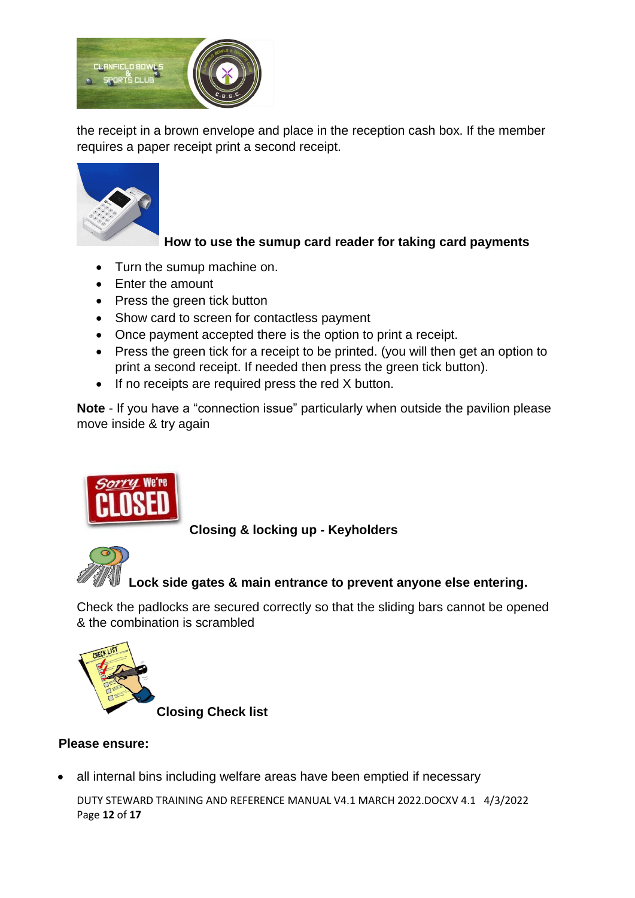the receipt in a brown envelope and place in the reception cash box. If the member requires a paper receipt print a second receipt.

### How to use the sumup card reader for taking card payments

- Turn the sumup machine on.
- Enter the amount
- Press the green tick button
- Show card to screen for contactless payment
- Once payment accepted there is the option to print a receipt.
- Press the green tick for a receipt to be printed. (you will then get an option to print a second receipt. If needed then press the green tick button).
- If no receipts are required press the red X button.

**Note** - If you have a "connection issue" particularly when outside the pavilion please move inside & try again

### Closing & locking up - Keyholders

**Lock side gates & main entrance to prevent anyone else entering.**

Check the padlocks are secured correctly so that the sliding bars cannot be opened & the combination is scrambled

### Closing Check list

**Please ensure:**

- all internal bins including welfare areas have been emptied if necessary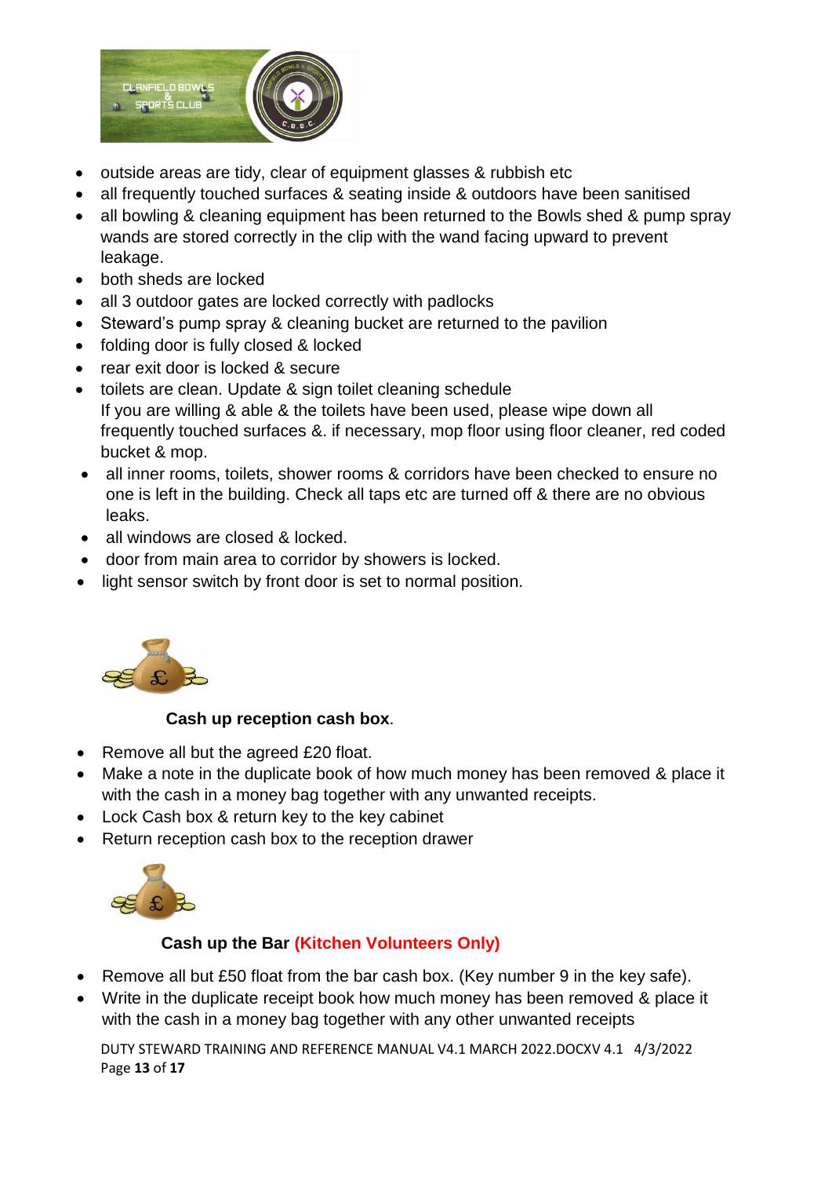- outside areas are tidy, clear of equipment glasses & rubbish etc
- all frequently touched surfaces & seating inside & outdoors have been sanitised
- all bowling & cleaning equipment has been returned to the Bowls shed & pump spray wands are stored correctly in the clip with the wand facing upward to prevent leakage.
- both sheds are locked
- all 3 outdoor gates are locked correctly with padlocks
- Steward's pump spray & cleaning bucket are returned to the pavilion
- folding door is fully closed & locked
- rear exit door is locked & secure
- toilets are clean. Update & sign toilet cleaning schedule
  If you are willing & able & the toilets have been used, please wipe down all frequently touched surfaces &. if necessary, mop floor using floor cleaner, red coded bucket & mop.
- all inner rooms, toilets, shower rooms & corridors have been checked to ensure no one is left in the building. Check all taps etc are turned off & there are no obvious leaks.
- all windows are closed & locked.
- door from main area to corridor by showers is locked.
- light sensor switch by front door is set to normal position.

**Cash up reception cash box**.

- Remove all but the agreed £20 float.
- Make a note in the duplicate book of how much money has been removed & place it with the cash in a money bag together with any unwanted receipts.
- Lock Cash box & return key to the key cabinet
- Return reception cash box to the reception drawer

**Cash up the Bar (Kitchen Volunteers Only)**

- Remove all but £50 float from the bar cash box. (Key number 9 in the key safe).
- Write in the duplicate receipt book how much money has been removed & place it with the cash in a money bag together with any other unwanted receipts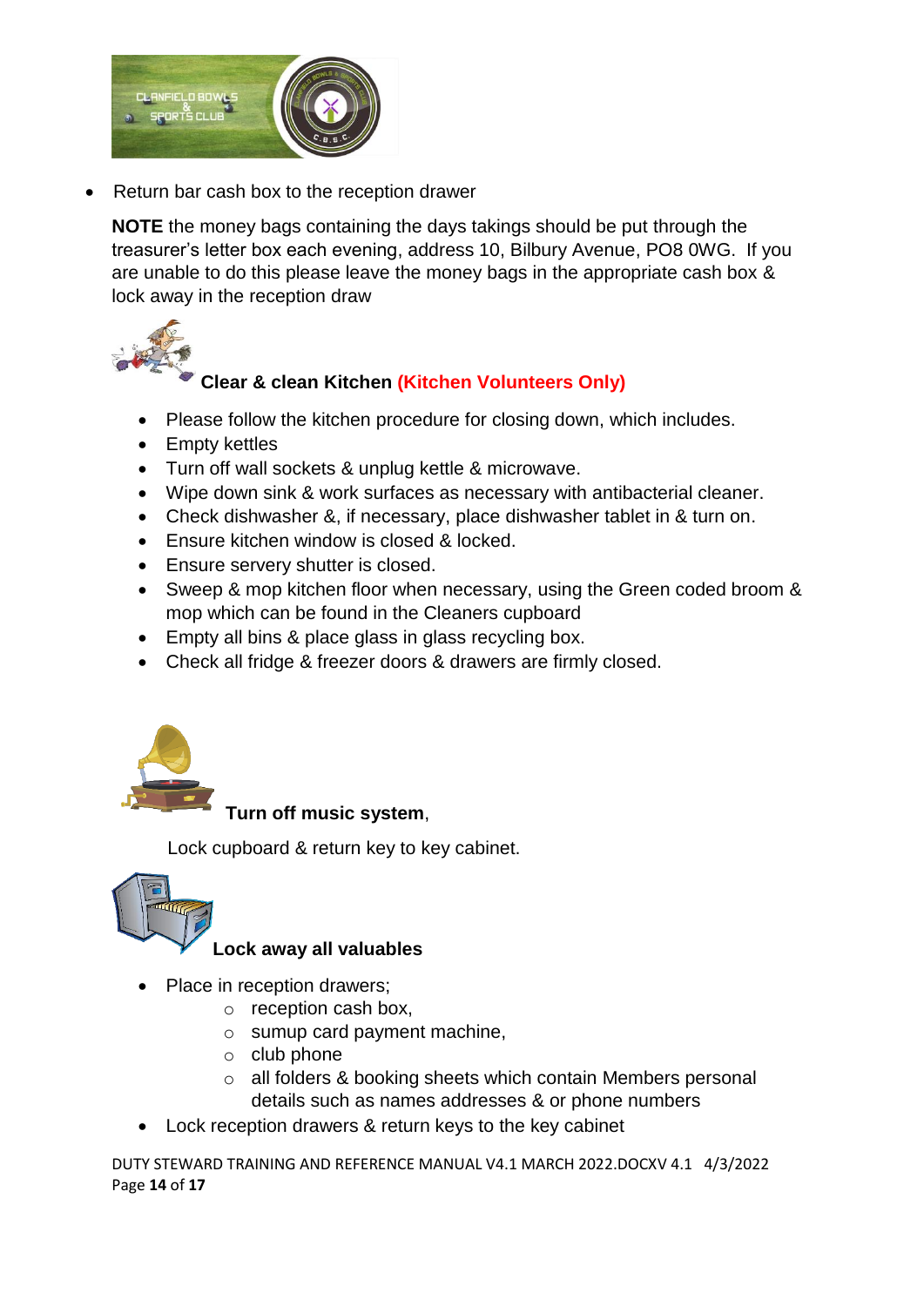- Return bar cash box to the reception drawer

**NOTE** the money bags containing the days takings should be put through the treasurer's letter box each evening, address 10, Bilbury Avenue, PO8 0WG. If you are unable to do this please leave the money bags in the appropriate cash box & lock away in the reception draw

### Clear & clean Kitchen (Kitchen Volunteers Only)

- Please follow the kitchen procedure for closing down, which includes.
- Empty kettles
- Turn off wall sockets & unplug kettle & microwave.
- Wipe down sink & work surfaces as necessary with antibacterial cleaner.
- Check dishwasher &, if necessary, place dishwasher tablet in & turn on.
- Ensure kitchen window is closed & locked.
- Ensure servery shutter is closed.
- Sweep & mop kitchen floor when necessary, using the Green coded broom & mop which can be found in the Cleaners cupboard
- Empty all bins & place glass in glass recycling box.
- Check all fridge & freezer doors & drawers are firmly closed.

### Turn off music system,

Lock cupboard & return key to key cabinet.

### Lock away all valuables

- Place in reception drawers;
  - reception cash box,
  - sumup card payment machine,
  - club phone
  - all folders & booking sheets which contain Members personal details such as names addresses & or phone numbers
- Lock reception drawers & return keys to the key cabinet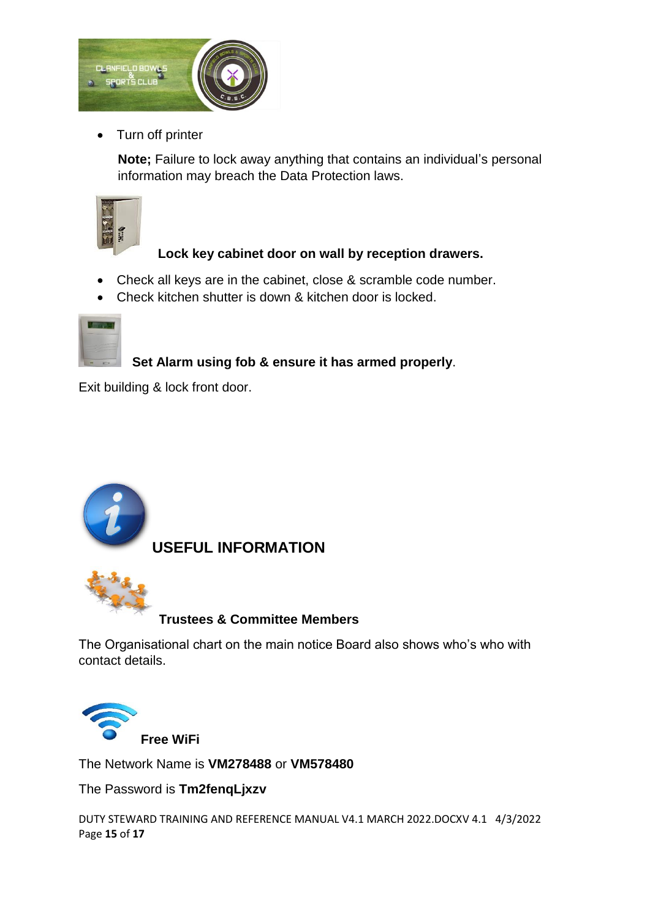- Turn off printer

  **Note;** Failure to lock away anything that contains an individual's personal information may breach the Data Protection laws.

**Lock key cabinet door on wall by reception drawers.**

- Check all keys are in the cabinet, close & scramble code number.
- Check kitchen shutter is down & kitchen door is locked.

**Set Alarm using fob & ensure it has armed properly**.

Exit building & lock front door.

## USEFUL INFORMATION

### Trustees & Committee Members

The Organisational chart on the main notice Board also shows who's who with contact details.

### Free WiFi

The Network Name is **VM278488** or **VM578480**

The Password is **Tm2fenqLjxzv**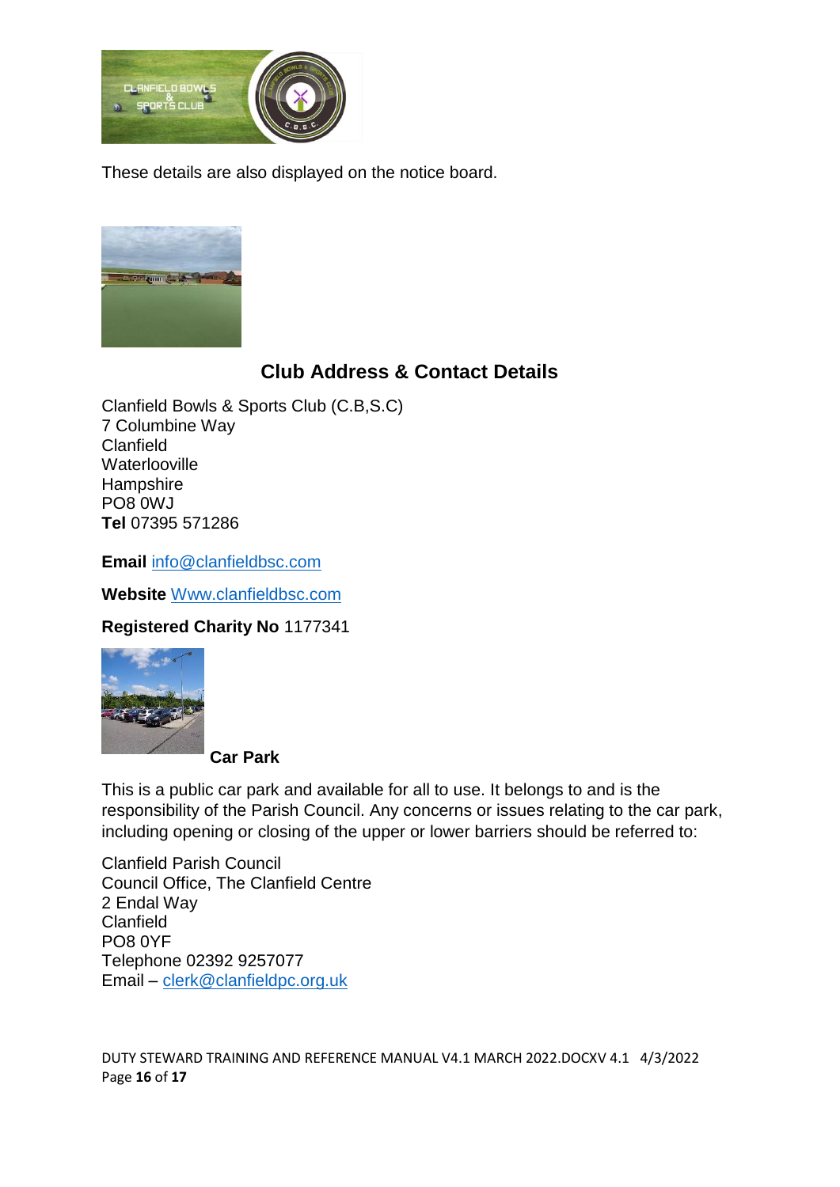These details are also displayed on the notice board.

## Club Address & Contact Details

Clanfield Bowls & Sports Club (C.B,S.C)
7 Columbine Way
Clanfield
Waterlooville
Hampshire
PO8 0WJ
**Tel** 07395 571286

**Email** info@clanfieldbsc.com

**Website** Www.clanfieldbsc.com

**Registered Charity No** 1177341

**Car Park**

This is a public car park and available for all to use. It belongs to and is the responsibility of the Parish Council. Any concerns or issues relating to the car park, including opening or closing of the upper or lower barriers should be referred to:

Clanfield Parish Council
Council Office, The Clanfield Centre
2 Endal Way
Clanfield
PO8 0YF
Telephone 02392 9257077
Email – clerk@clanfieldpc.org.uk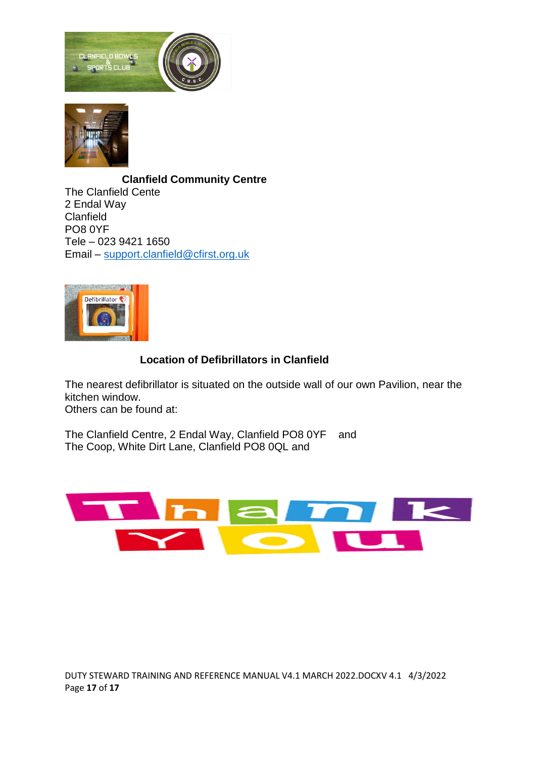**Clanfield Community Centre**

The Clanfield Cente
2 Endal Way
Clanfield
PO8 0YF
Tele – 023 9421 1650
Email – support.clanfield@cfirst.org.uk

**Location of Defibrillators in Clanfield**

The nearest defibrillator is situated on the outside wall of our own Pavilion, near the kitchen window.
Others can be found at:

The Clanfield Centre, 2 Endal Way, Clanfield PO8 0YF and
The Coop, White Dirt Lane, Clanfield PO8 0QL and